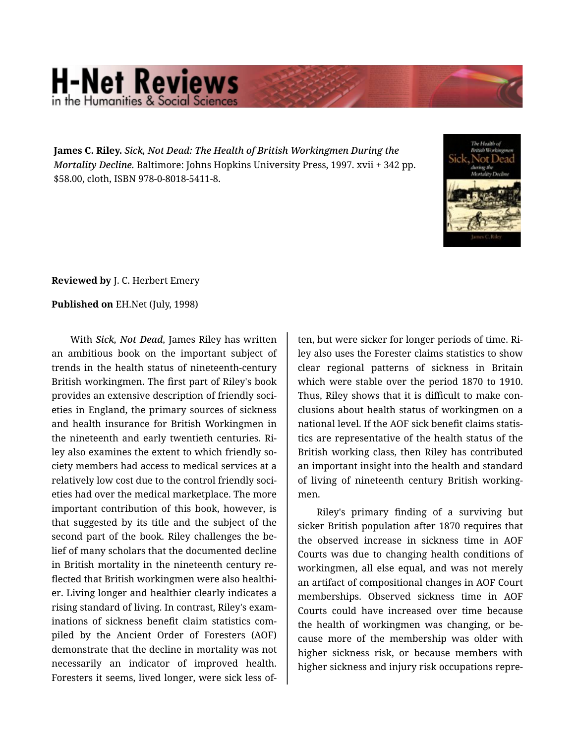**James C. Riley.** *Sick, Not Dead: The Health of British Workingmen During the Mortality Decline.* Baltimore: Johns Hopkins University Press, 1997. xvii + 342 pp. $58.00, cloth, ISBN 978-0-8018-5411-8.

**Reviewed by** J. C. Herbert Emery

**Published on** EH.Net (July, 1998)

With *Sick, Not Dead*, James Riley has written an ambitious book on the important subject of trends in the health status of nineteenth-century British workingmen. The first part of Riley's book provides an extensive description of friendly societies in England, the primary sources of sickness and health insurance for British Workingmen in the nineteenth and early twentieth centuries. Riley also examines the extent to which friendly society members had access to medical services at a relatively low cost due to the control friendly societies had over the medical marketplace. The more important contribution of this book, however, is that suggested by its title and the subject of the second part of the book. Riley challenges the belief of many scholars that the documented decline in British mortality in the nineteenth century reflected that British workingmen were also healthier. Living longer and healthier clearly indicates a rising standard of living. In contrast, Riley's examinations of sickness benefit claim statistics compiled by the Ancient Order of Foresters (AOF) demonstrate that the decline in mortality was not necessarily an indicator of improved health. Foresters it seems, lived longer, were sick less often, but were sicker for longer periods of time. Riley also uses the Forester claims statistics to show clear regional patterns of sickness in Britain which were stable over the period 1870 to 1910. Thus, Riley shows that it is difficult to make conclusions about health status of workingmen on a national level. If the AOF sick benefit claims statistics are representative of the health status of the British working class, then Riley has contributed an important insight into the health and standard of living of nineteenth century British workingmen.

Riley's primary finding of a surviving but sicker British population after 1870 requires that the observed increase in sickness time in AOF Courts was due to changing health conditions of workingmen, all else equal, and was not merely an artifact of compositional changes in AOF Court memberships. Observed sickness time in AOF Courts could have increased over time because the health of workingmen was changing, or because more of the membership was older with higher sickness risk, or because members with higher sickness and injury risk occupations repre-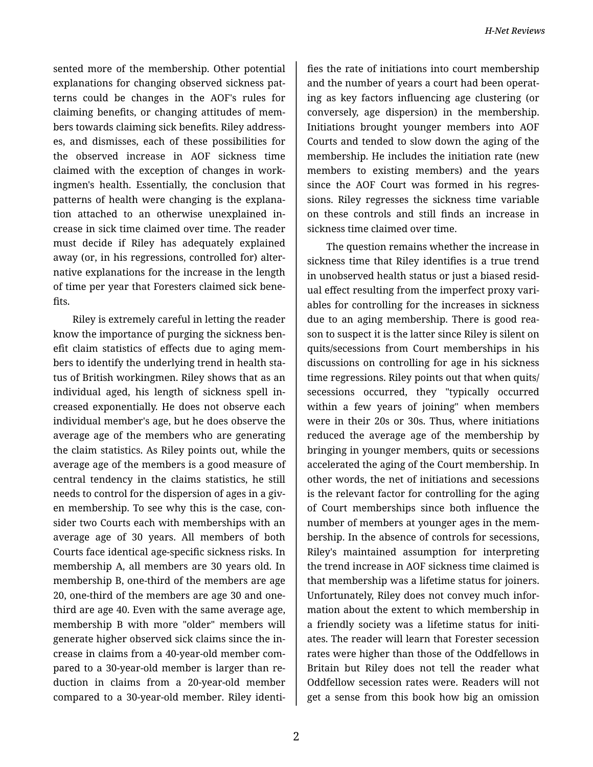sented more of the membership. Other potential explanations for changing observed sickness patterns could be changes in the AOF's rules for claiming benefits, or changing attitudes of members towards claiming sick benefits. Riley addresses, and dismisses, each of these possibilities for the observed increase in AOF sickness time claimed with the exception of changes in workingmen's health. Essentially, the conclusion that patterns of health were changing is the explanation attached to an otherwise unexplained increase in sick time claimed over time. The reader must decide if Riley has adequately explained away (or, in his regressions, controlled for) alternative explanations for the increase in the length of time per year that Foresters claimed sick benefits.

Riley is extremely careful in letting the reader know the importance of purging the sickness benefit claim statistics of effects due to aging members to identify the underlying trend in health status of British workingmen. Riley shows that as an individual aged, his length of sickness spell increased exponentially. He does not observe each individual member's age, but he does observe the average age of the members who are generating the claim statistics. As Riley points out, while the average age of the members is a good measure of central tendency in the claims statistics, he still needs to control for the dispersion of ages in a given membership. To see why this is the case, consider two Courts each with memberships with an average age of 30 years. All members of both Courts face identical age-specific sickness risks. In membership A, all members are 30 years old. In membership B, one-third of the members are age 20, one-third of the members are age 30 and one-third are age 40. Even with the same average age, membership B with more "older" members will generate higher observed sick claims since the increase in claims from a 40-year-old member compared to a 30-year-old member is larger than reduction in claims from a 20-year-old member compared to a 30-year-old member. Riley identifies the rate of initiations into court membership and the number of years a court had been operating as key factors influencing age clustering (or conversely, age dispersion) in the membership. Initiations brought younger members into AOF Courts and tended to slow down the aging of the membership. He includes the initiation rate (new members to existing members) and the years since the AOF Court was formed in his regressions. Riley regresses the sickness time variable on these controls and still finds an increase in sickness time claimed over time.

The question remains whether the increase in sickness time that Riley identifies is a true trend in unobserved health status or just a biased residual effect resulting from the imperfect proxy variables for controlling for the increases in sickness due to an aging membership. There is good reason to suspect it is the latter since Riley is silent on quits/secessions from Court memberships in his discussions on controlling for age in his sickness time regressions. Riley points out that when quits/secessions occurred, they "typically occurred within a few years of joining" when members were in their 20s or 30s. Thus, where initiations reduced the average age of the membership by bringing in younger members, quits or secessions accelerated the aging of the Court membership. In other words, the net of initiations and secessions is the relevant factor for controlling for the aging of Court memberships since both influence the number of members at younger ages in the membership. In the absence of controls for secessions, Riley's maintained assumption for interpreting the trend increase in AOF sickness time claimed is that membership was a lifetime status for joiners. Unfortunately, Riley does not convey much information about the extent to which membership in a friendly society was a lifetime status for initiates. The reader will learn that Forester secession rates were higher than those of the Oddfellows in Britain but Riley does not tell the reader what Oddfellow secession rates were. Readers will not get a sense from this book how big an omission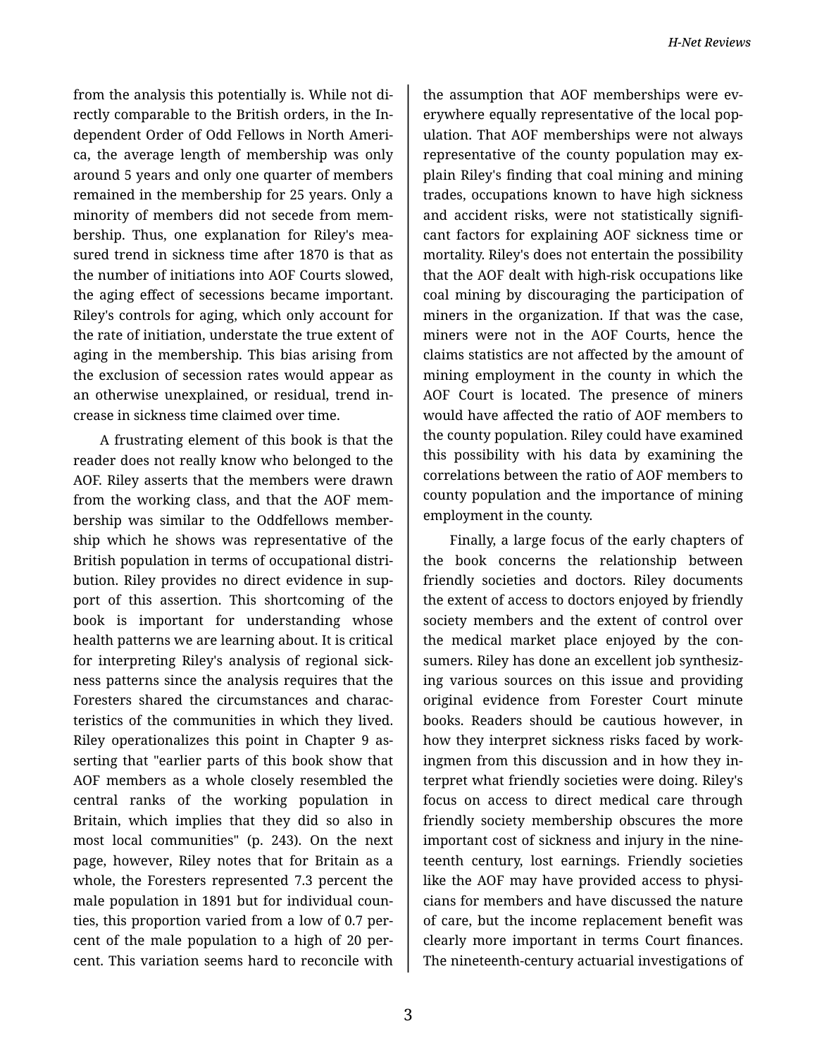from the analysis this potentially is. While not directly comparable to the British orders, in the Independent Order of Odd Fellows in North America, the average length of membership was only around 5 years and only one quarter of members remained in the membership for 25 years. Only a minority of members did not secede from membership. Thus, one explanation for Riley's measured trend in sickness time after 1870 is that as the number of initiations into AOF Courts slowed, the aging effect of secessions became important. Riley's controls for aging, which only account for the rate of initiation, understate the true extent of aging in the membership. This bias arising from the exclusion of secession rates would appear as an otherwise unexplained, or residual, trend increase in sickness time claimed over time.

A frustrating element of this book is that the reader does not really know who belonged to the AOF. Riley asserts that the members were drawn from the working class, and that the AOF membership was similar to the Oddfellows membership which he shows was representative of the British population in terms of occupational distribution. Riley provides no direct evidence in support of this assertion. This shortcoming of the book is important for understanding whose health patterns we are learning about. It is critical for interpreting Riley's analysis of regional sickness patterns since the analysis requires that the Foresters shared the circumstances and characteristics of the communities in which they lived. Riley operationalizes this point in Chapter 9 asserting that "earlier parts of this book show that AOF members as a whole closely resembled the central ranks of the working population in Britain, which implies that they did so also in most local communities" (p. 243). On the next page, however, Riley notes that for Britain as a whole, the Foresters represented 7.3 percent the male population in 1891 but for individual counties, this proportion varied from a low of 0.7 percent of the male population to a high of 20 percent. This variation seems hard to reconcile with the assumption that AOF memberships were everywhere equally representative of the local population. That AOF memberships were not always representative of the county population may explain Riley's finding that coal mining and mining trades, occupations known to have high sickness and accident risks, were not statistically significant factors for explaining AOF sickness time or mortality. Riley's does not entertain the possibility that the AOF dealt with high-risk occupations like coal mining by discouraging the participation of miners in the organization. If that was the case, miners were not in the AOF Courts, hence the claims statistics are not affected by the amount of mining employment in the county in which the AOF Court is located. The presence of miners would have affected the ratio of AOF members to the county population. Riley could have examined this possibility with his data by examining the correlations between the ratio of AOF members to county population and the importance of mining employment in the county.

Finally, a large focus of the early chapters of the book concerns the relationship between friendly societies and doctors. Riley documents the extent of access to doctors enjoyed by friendly society members and the extent of control over the medical market place enjoyed by the consumers. Riley has done an excellent job synthesizing various sources on this issue and providing original evidence from Forester Court minute books. Readers should be cautious however, in how they interpret sickness risks faced by workingmen from this discussion and in how they interpret what friendly societies were doing. Riley's focus on access to direct medical care through friendly society membership obscures the more important cost of sickness and injury in the nineteenth century, lost earnings. Friendly societies like the AOF may have provided access to physicians for members and have discussed the nature of care, but the income replacement benefit was clearly more important in terms Court finances. The nineteenth-century actuarial investigations of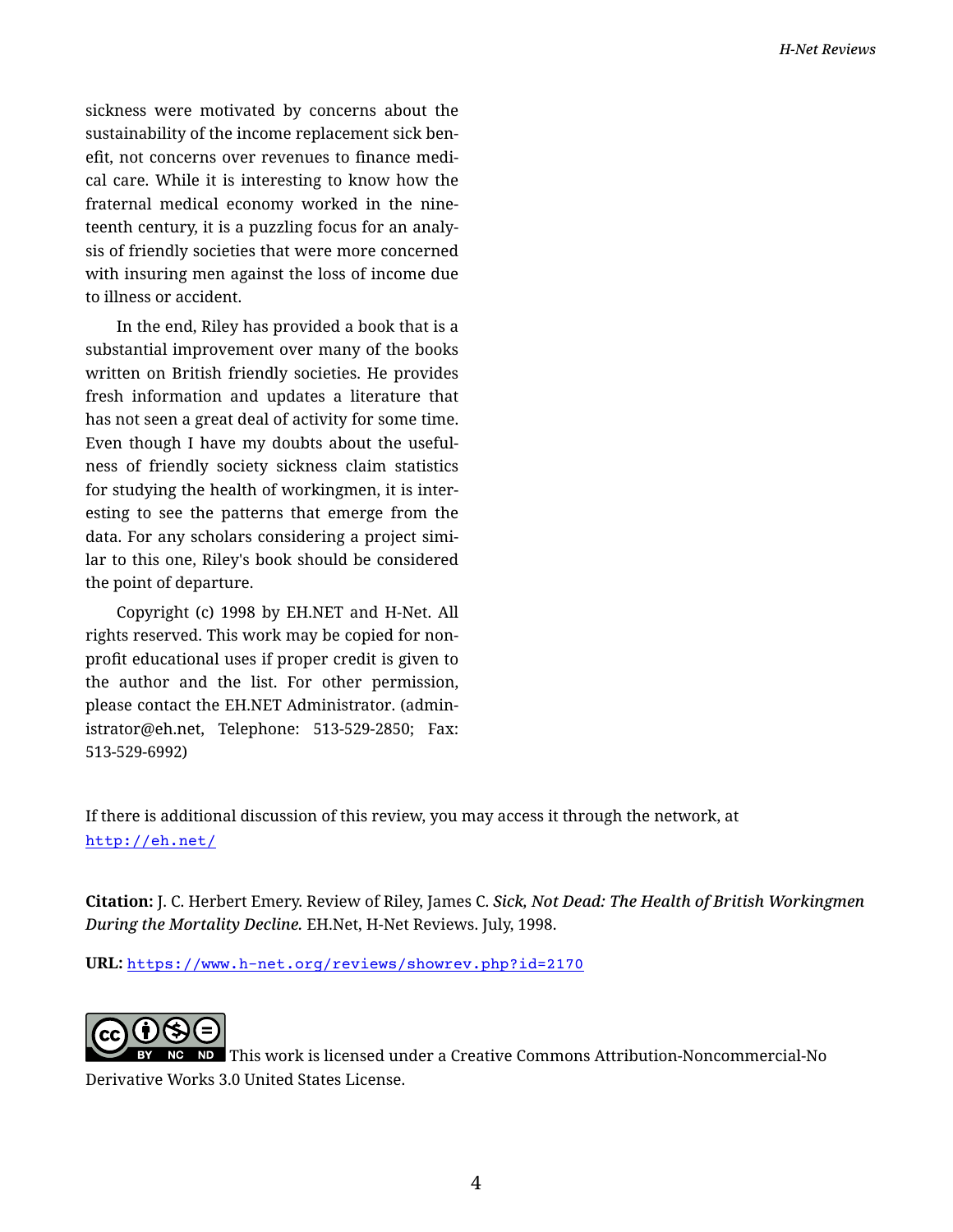sickness were motivated by concerns about the sustainability of the income replacement sick benefit, not concerns over revenues to finance medical care. While it is interesting to know how the fraternal medical economy worked in the nineteenth century, it is a puzzling focus for an analysis of friendly societies that were more concerned with insuring men against the loss of income due to illness or accident.

In the end, Riley has provided a book that is a substantial improvement over many of the books written on British friendly societies. He provides fresh information and updates a literature that has not seen a great deal of activity for some time. Even though I have my doubts about the usefulness of friendly society sickness claim statistics for studying the health of workingmen, it is interesting to see the patterns that emerge from the data. For any scholars considering a project similar to this one, Riley's book should be considered the point of departure.

Copyright (c) 1998 by EH.NET and H-Net. All rights reserved. This work may be copied for non-profit educational uses if proper credit is given to the author and the list. For other permission, please contact the EH.NET Administrator. (administrator@eh.net, Telephone: 513-529-2850; Fax: 513-529-6992)

If there is additional discussion of this review, you may access it through the network, at http://eh.net/

**Citation:** J. C. Herbert Emery. Review of Riley, James C. *Sick, Not Dead: The Health of British Workingmen During the Mortality Decline.* EH.Net, H-Net Reviews. July, 1998.

**URL:** https://www.h-net.org/reviews/showrev.php?id=2170

This work is licensed under a Creative Commons Attribution-Noncommercial-No Derivative Works 3.0 United States License.